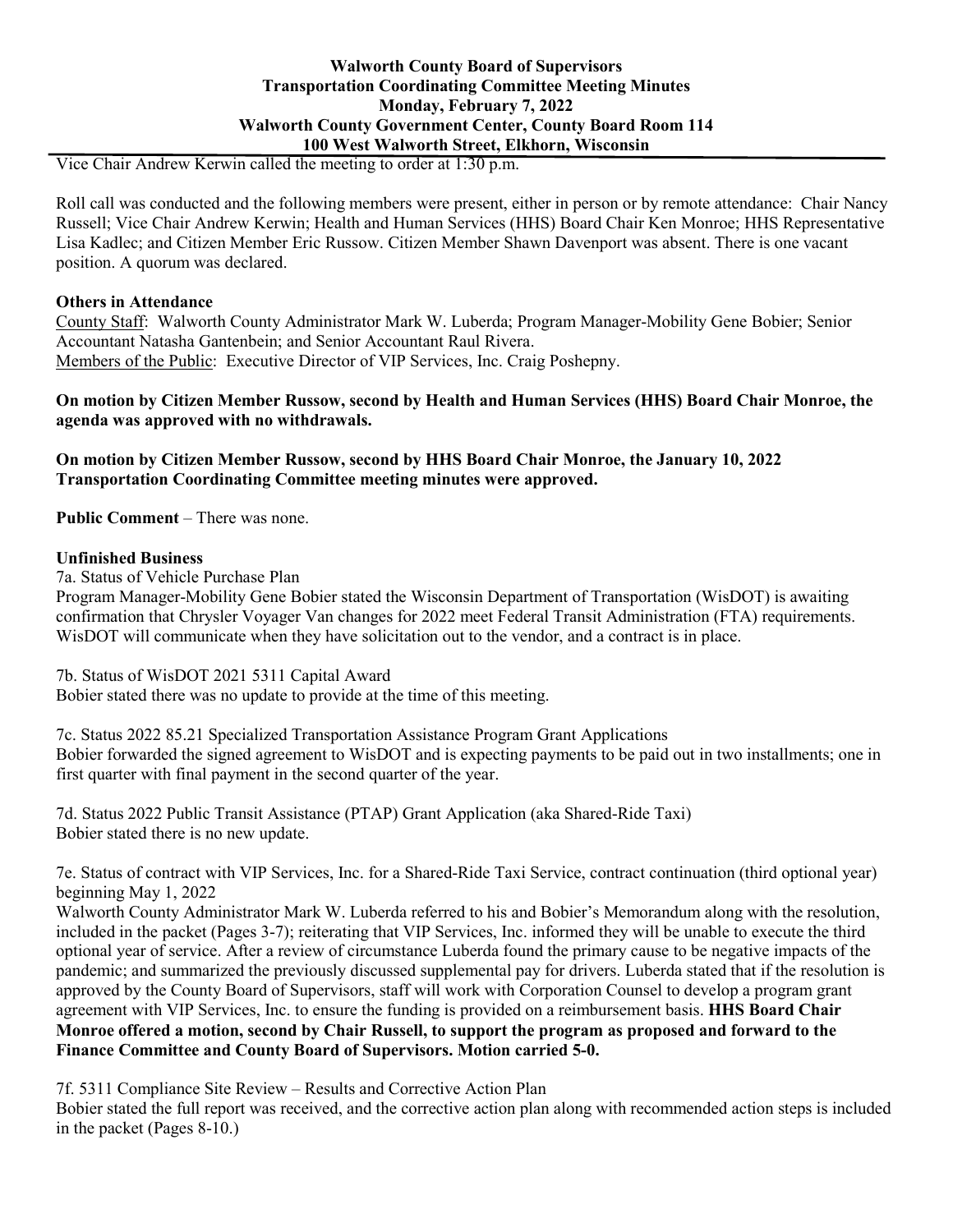**Walworth County Board of Supervisors**
**Transportation Coordinating Committee Meeting Minutes**
**Monday, February 7, 2022**
**Walworth County Government Center, County Board Room 114**
**100 West Walworth Street, Elkhorn, Wisconsin**

Vice Chair Andrew Kerwin called the meeting to order at 1:30 p.m.

Roll call was conducted and the following members were present, either in person or by remote attendance: Chair Nancy Russell; Vice Chair Andrew Kerwin; Health and Human Services (HHS) Board Chair Ken Monroe; HHS Representative Lisa Kadlec; and Citizen Member Eric Russow. Citizen Member Shawn Davenport was absent. There is one vacant position. A quorum was declared.

**Others in Attendance**

County Staff: Walworth County Administrator Mark W. Luberda; Program Manager-Mobility Gene Bobier; Senior Accountant Natasha Gantenbein; and Senior Accountant Raul Rivera.
Members of the Public: Executive Director of VIP Services, Inc. Craig Poshepny.

**On motion by Citizen Member Russow, second by Health and Human Services (HHS) Board Chair Monroe, the agenda was approved with no withdrawals.**

**On motion by Citizen Member Russow, second by HHS Board Chair Monroe, the January 10, 2022 Transportation Coordinating Committee meeting minutes were approved.**

**Public Comment** – There was none.

**Unfinished Business**

7a. Status of Vehicle Purchase Plan
Program Manager-Mobility Gene Bobier stated the Wisconsin Department of Transportation (WisDOT) is awaiting confirmation that Chrysler Voyager Van changes for 2022 meet Federal Transit Administration (FTA) requirements. WisDOT will communicate when they have solicitation out to the vendor, and a contract is in place.

7b. Status of WisDOT 2021 5311 Capital Award
Bobier stated there was no update to provide at the time of this meeting.

7c. Status 2022 85.21 Specialized Transportation Assistance Program Grant Applications
Bobier forwarded the signed agreement to WisDOT and is expecting payments to be paid out in two installments; one in first quarter with final payment in the second quarter of the year.

7d. Status 2022 Public Transit Assistance (PTAP) Grant Application (aka Shared-Ride Taxi)
Bobier stated there is no new update.

7e. Status of contract with VIP Services, Inc. for a Shared-Ride Taxi Service, contract continuation (third optional year) beginning May 1, 2022
Walworth County Administrator Mark W. Luberda referred to his and Bobier's Memorandum along with the resolution, included in the packet (Pages 3-7); reiterating that VIP Services, Inc. informed they will be unable to execute the third optional year of service. After a review of circumstance Luberda found the primary cause to be negative impacts of the pandemic; and summarized the previously discussed supplemental pay for drivers. Luberda stated that if the resolution is approved by the County Board of Supervisors, staff will work with Corporation Counsel to develop a program grant agreement with VIP Services, Inc. to ensure the funding is provided on a reimbursement basis. **HHS Board Chair Monroe offered a motion, second by Chair Russell, to support the program as proposed and forward to the Finance Committee and County Board of Supervisors. Motion carried 5-0.**

7f. 5311 Compliance Site Review – Results and Corrective Action Plan
Bobier stated the full report was received, and the corrective action plan along with recommended action steps is included in the packet (Pages 8-10.)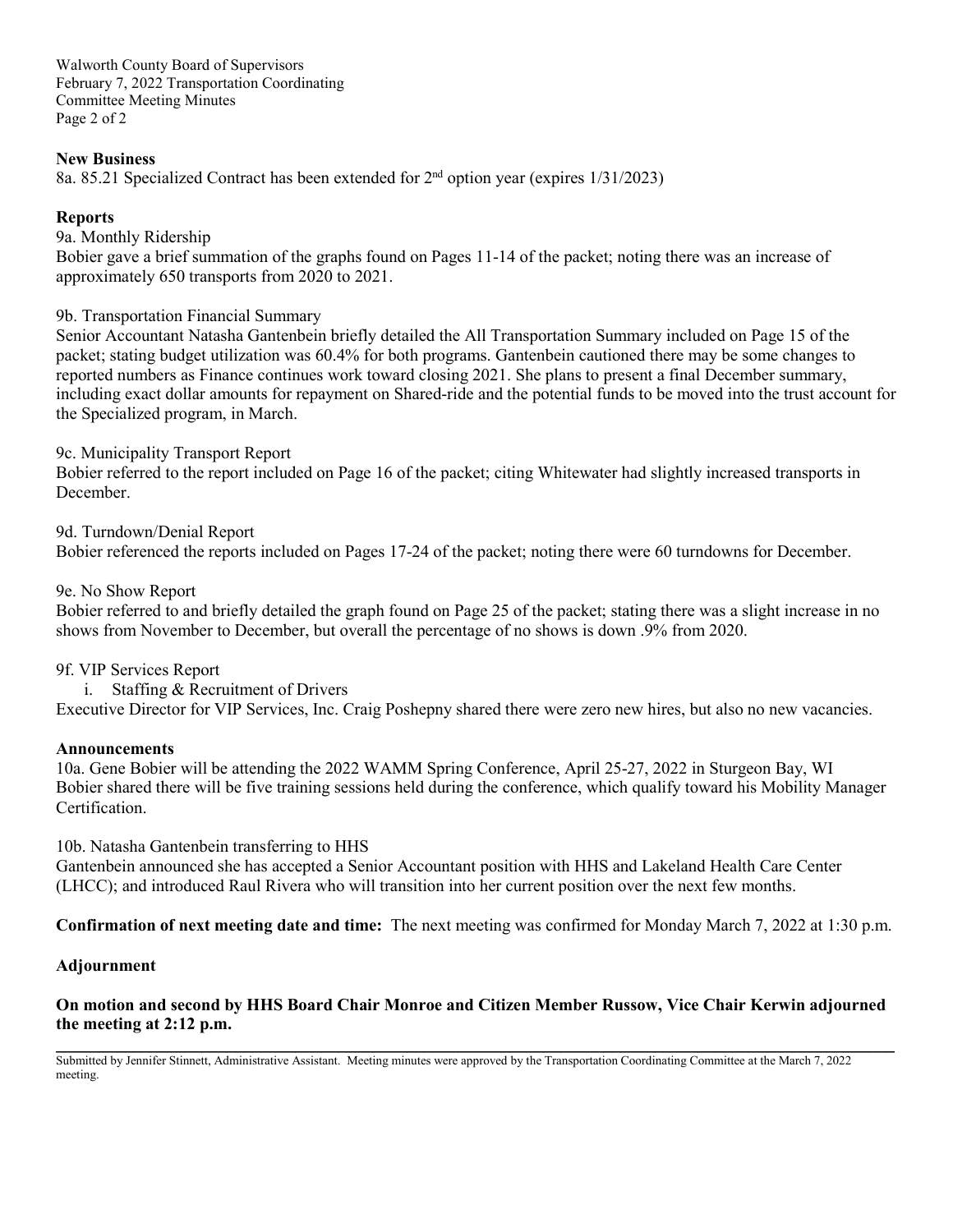**New Business**

8a. 85.21 Specialized Contract has been extended for 2nd option year (expires 1/31/2023)

**Reports**

9a. Monthly Ridership

Bobier gave a brief summation of the graphs found on Pages 11-14 of the packet; noting there was an increase of approximately 650 transports from 2020 to 2021.

9b. Transportation Financial Summary

Senior Accountant Natasha Gantenbein briefly detailed the All Transportation Summary included on Page 15 of the packet; stating budget utilization was 60.4% for both programs. Gantenbein cautioned there may be some changes to reported numbers as Finance continues work toward closing 2021. She plans to present a final December summary, including exact dollar amounts for repayment on Shared-ride and the potential funds to be moved into the trust account for the Specialized program, in March.

9c. Municipality Transport Report

Bobier referred to the report included on Page 16 of the packet; citing Whitewater had slightly increased transports in December.

9d. Turndown/Denial Report

Bobier referenced the reports included on Pages 17-24 of the packet; noting there were 60 turndowns for December.

9e. No Show Report

Bobier referred to and briefly detailed the graph found on Page 25 of the packet; stating there was a slight increase in no shows from November to December, but overall the percentage of no shows is down .9% from 2020.

9f. VIP Services Report

i. Staffing & Recruitment of Drivers

Executive Director for VIP Services, Inc. Craig Poshepny shared there were zero new hires, but also no new vacancies.

**Announcements**

10a. Gene Bobier will be attending the 2022 WAMM Spring Conference, April 25-27, 2022 in Sturgeon Bay, WI
Bobier shared there will be five training sessions held during the conference, which qualify toward his Mobility Manager Certification.

10b. Natasha Gantenbein transferring to HHS

Gantenbein announced she has accepted a Senior Accountant position with HHS and Lakeland Health Care Center (LHCC); and introduced Raul Rivera who will transition into her current position over the next few months.

**Confirmation of next meeting date and time:** The next meeting was confirmed for Monday March 7, 2022 at 1:30 p.m.

**Adjournment**

**On motion and second by HHS Board Chair Monroe and Citizen Member Russow, Vice Chair Kerwin adjourned the meeting at 2:12 p.m.**

---

Submitted by Jennifer Stinnett, Administrative Assistant. Meeting minutes were approved by the Transportation Coordinating Committee at the March 7, 2022 meeting.